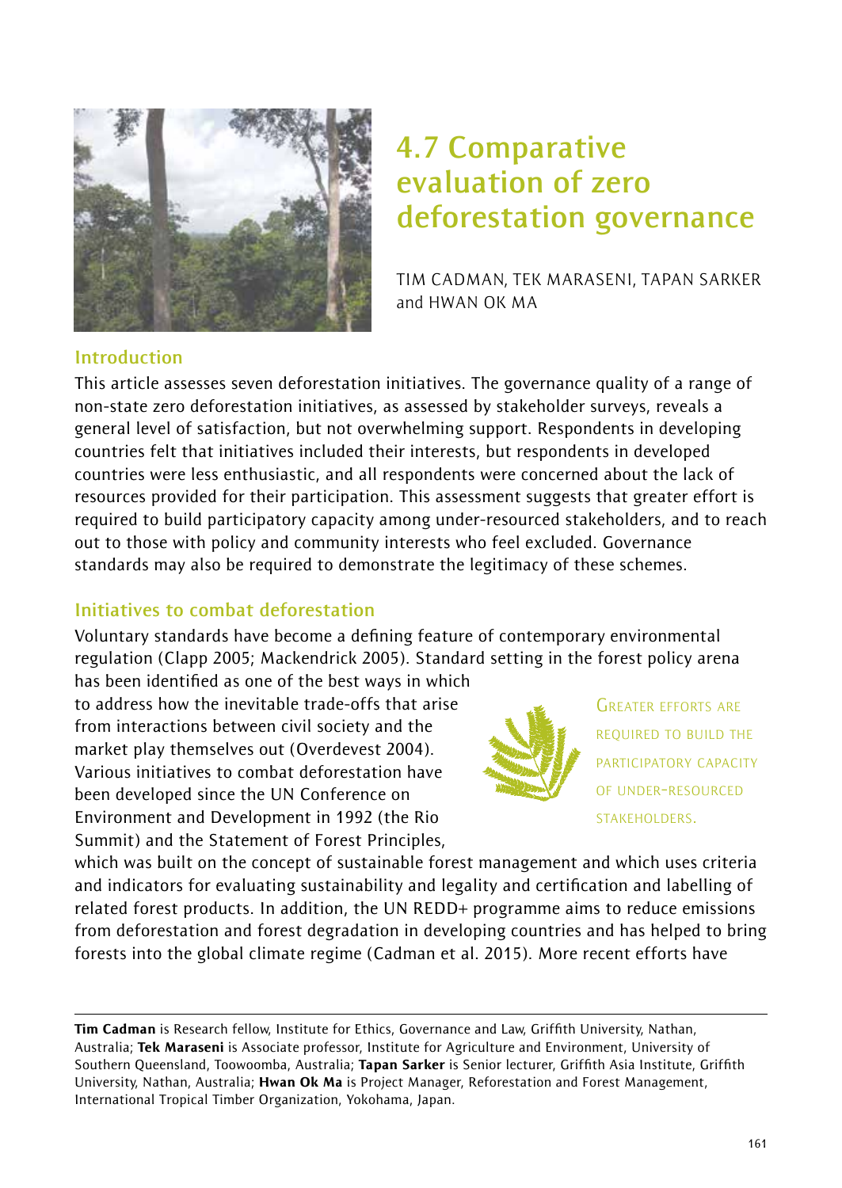# 4.7 Comparative evaluation of zero deforestation governance

TIM CADMAN, TEK MARASENI, TAPAN SARKER and HWAN OK MA

## Introduction

This article assesses seven deforestation initiatives. The governance quality of a range of non-state zero deforestation initiatives, as assessed by stakeholder surveys, reveals a general level of satisfaction, but not overwhelming support. Respondents in developing countries felt that initiatives included their interests, but respondents in developed countries were less enthusiastic, and all respondents were concerned about the lack of resources provided for their participation. This assessment suggests that greater effort is required to build participatory capacity among under-resourced stakeholders, and to reach out to those with policy and community interests who feel excluded. Governance standards may also be required to demonstrate the legitimacy of these schemes.

## Initiatives to combat deforestation

Voluntary standards have become a defining feature of contemporary environmental regulation (Clapp 2005; Mackendrick 2005). Standard setting in the forest policy arena has been identified as one of the best ways in which to address how the inevitable trade-offs that arise from interactions between civil society and the market play themselves out (Overdevest 2004). Various initiatives to combat deforestation have been developed since the UN Conference on Environment and Development in 1992 (the Rio Summit) and the Statement of Forest Principles, which was built on the concept of sustainable forest management and which uses criteria and indicators for evaluating sustainability and legality and certification and labelling of related forest products. In addition, the UN REDD+ programme aims to reduce emissions from deforestation and forest degradation in developing countries and has helped to bring forests into the global climate regime (Cadman et al. 2015). More recent efforts have

> Greater efforts are required to build the participatory capacity of under-resourced stakeholders.

---

**Tim Cadman** is Research fellow, Institute for Ethics, Governance and Law, Griffith University, Nathan, Australia; **Tek Maraseni** is Associate professor, Institute for Agriculture and Environment, University of Southern Queensland, Toowoomba, Australia; **Tapan Sarker** is Senior lecturer, Griffith Asia Institute, Griffith University, Nathan, Australia; **Hwan Ok Ma** is Project Manager, Reforestation and Forest Management, International Tropical Timber Organization, Yokohama, Japan.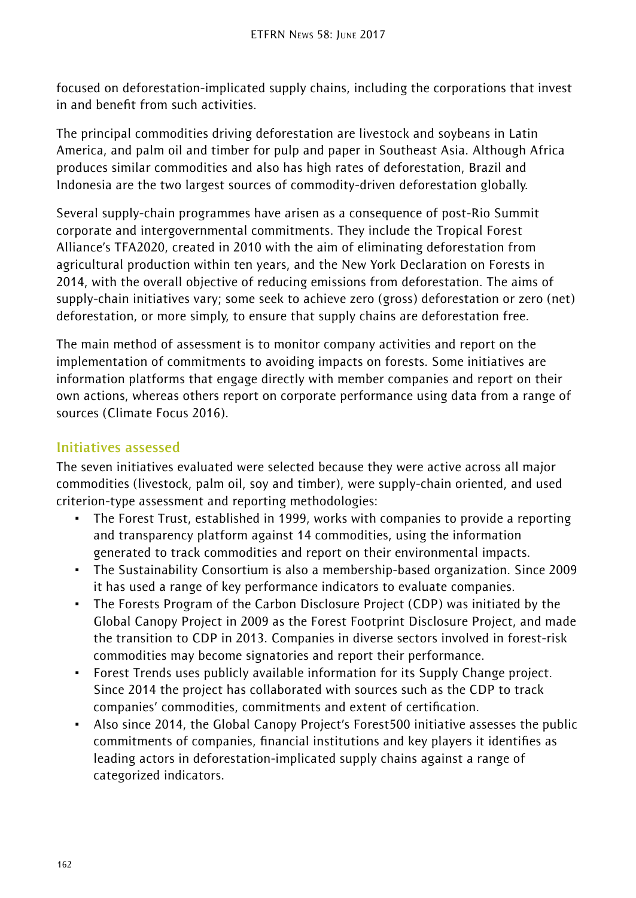focused on deforestation-implicated supply chains, including the corporations that invest in and benefit from such activities.

The principal commodities driving deforestation are livestock and soybeans in Latin America, and palm oil and timber for pulp and paper in Southeast Asia. Although Africa produces similar commodities and also has high rates of deforestation, Brazil and Indonesia are the two largest sources of commodity-driven deforestation globally.

Several supply-chain programmes have arisen as a consequence of post-Rio Summit corporate and intergovernmental commitments. They include the Tropical Forest Alliance's TFA2020, created in 2010 with the aim of eliminating deforestation from agricultural production within ten years, and the New York Declaration on Forests in 2014, with the overall objective of reducing emissions from deforestation. The aims of supply-chain initiatives vary; some seek to achieve zero (gross) deforestation or zero (net) deforestation, or more simply, to ensure that supply chains are deforestation free.

The main method of assessment is to monitor company activities and report on the implementation of commitments to avoiding impacts on forests. Some initiatives are information platforms that engage directly with member companies and report on their own actions, whereas others report on corporate performance using data from a range of sources (Climate Focus 2016).

## Initiatives assessed

The seven initiatives evaluated were selected because they were active across all major commodities (livestock, palm oil, soy and timber), were supply-chain oriented, and used criterion-type assessment and reporting methodologies:

- The Forest Trust, established in 1999, works with companies to provide a reporting and transparency platform against 14 commodities, using the information generated to track commodities and report on their environmental impacts.
- The Sustainability Consortium is also a membership-based organization. Since 2009 it has used a range of key performance indicators to evaluate companies.
- The Forests Program of the Carbon Disclosure Project (CDP) was initiated by the Global Canopy Project in 2009 as the Forest Footprint Disclosure Project, and made the transition to CDP in 2013. Companies in diverse sectors involved in forest-risk commodities may become signatories and report their performance.
- Forest Trends uses publicly available information for its Supply Change project. Since 2014 the project has collaborated with sources such as the CDP to track companies' commodities, commitments and extent of certification.
- Also since 2014, the Global Canopy Project's Forest500 initiative assesses the public commitments of companies, financial institutions and key players it identifies as leading actors in deforestation-implicated supply chains against a range of categorized indicators.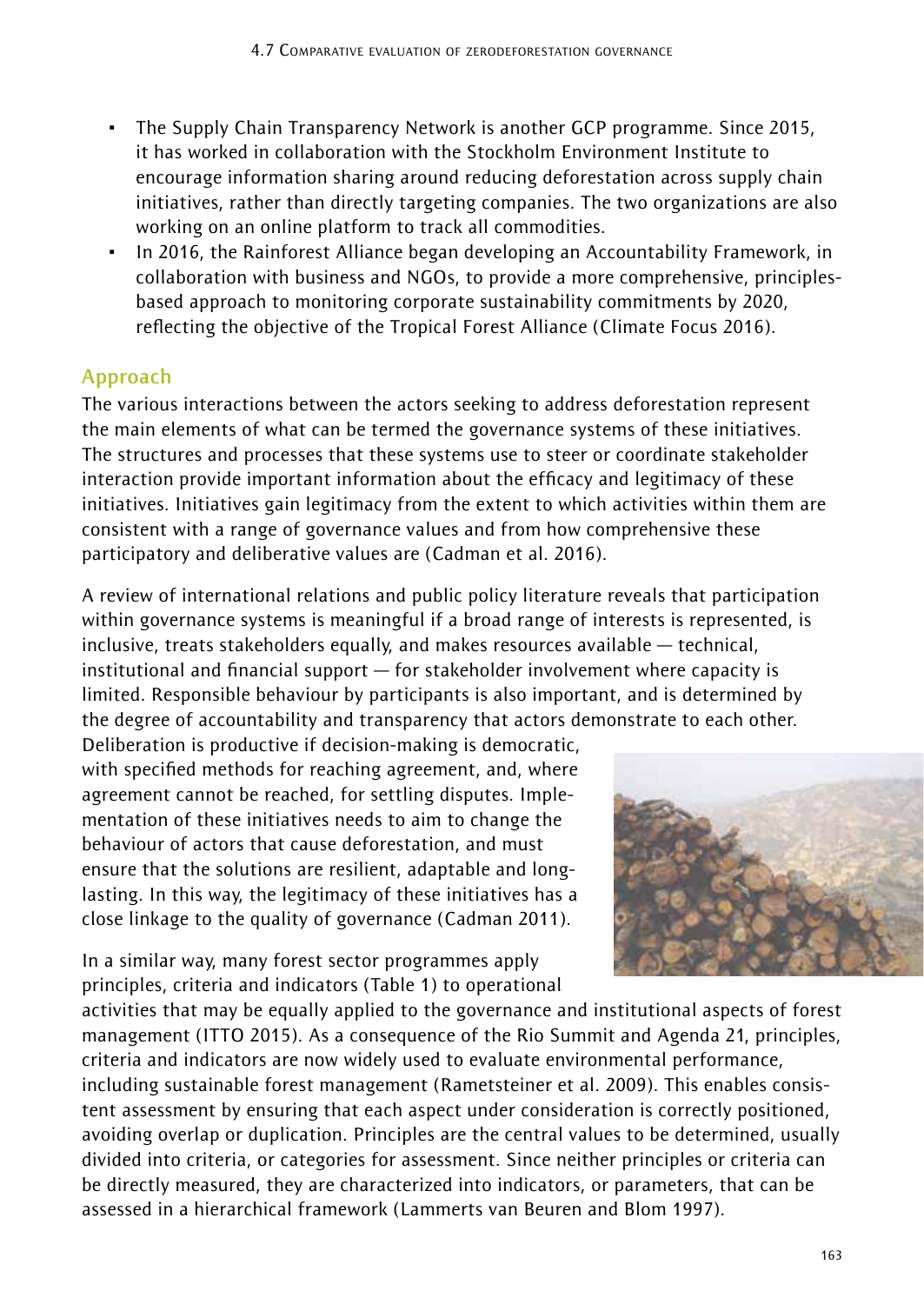- The Supply Chain Transparency Network is another GCP programme. Since 2015, it has worked in collaboration with the Stockholm Environment Institute to encourage information sharing around reducing deforestation across supply chain initiatives, rather than directly targeting companies. The two organizations are also working on an online platform to track all commodities.
- In 2016, the Rainforest Alliance began developing an Accountability Framework, in collaboration with business and NGOs, to provide a more comprehensive, principles-based approach to monitoring corporate sustainability commitments by 2020, reflecting the objective of the Tropical Forest Alliance (Climate Focus 2016).

## Approach

The various interactions between the actors seeking to address deforestation represent the main elements of what can be termed the governance systems of these initiatives. The structures and processes that these systems use to steer or coordinate stakeholder interaction provide important information about the efficacy and legitimacy of these initiatives. Initiatives gain legitimacy from the extent to which activities within them are consistent with a range of governance values and from how comprehensive these participatory and deliberative values are (Cadman et al. 2016).

A review of international relations and public policy literature reveals that participation within governance systems is meaningful if a broad range of interests is represented, is inclusive, treats stakeholders equally, and makes resources available — technical, institutional and financial support — for stakeholder involvement where capacity is limited. Responsible behaviour by participants is also important, and is determined by the degree of accountability and transparency that actors demonstrate to each other. Deliberation is productive if decision-making is democratic, with specified methods for reaching agreement, and, where agreement cannot be reached, for settling disputes. Implementation of these initiatives needs to aim to change the behaviour of actors that cause deforestation, and must ensure that the solutions are resilient, adaptable and long-lasting. In this way, the legitimacy of these initiatives has a close linkage to the quality of governance (Cadman 2011).

In a similar way, many forest sector programmes apply principles, criteria and indicators (Table 1) to operational activities that may be equally applied to the governance and institutional aspects of forest management (ITTO 2015). As a consequence of the Rio Summit and Agenda 21, principles, criteria and indicators are now widely used to evaluate environmental performance, including sustainable forest management (Rametsteiner et al. 2009). This enables consistent assessment by ensuring that each aspect under consideration is correctly positioned, avoiding overlap or duplication. Principles are the central values to be determined, usually divided into criteria, or categories for assessment. Since neither principles or criteria can be directly measured, they are characterized into indicators, or parameters, that can be assessed in a hierarchical framework (Lammerts van Beuren and Blom 1997).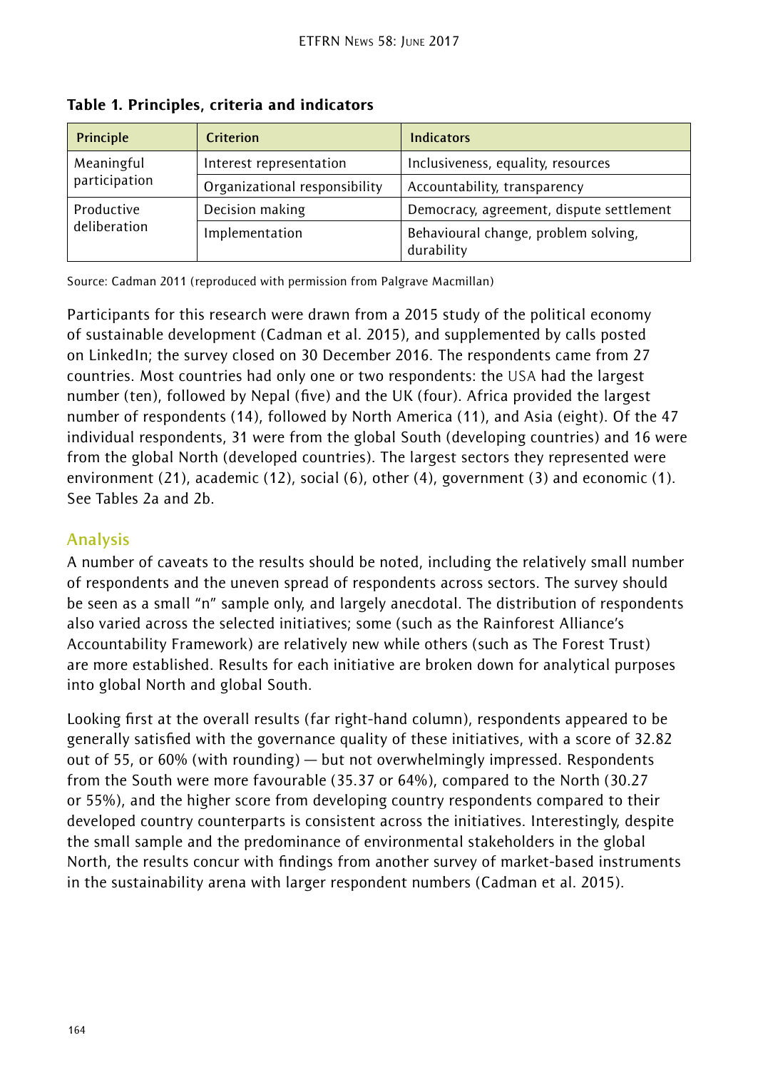**Table 1. Principles, criteria and indicators**

| Principle | Criterion | Indicators |
|---|---|---|
| Meaningful participation | Interest representation | Inclusiveness, equality, resources |
| | Organizational responsibility | Accountability, transparency |
| Productive deliberation | Decision making | Democracy, agreement, dispute settlement |
| | Implementation | Behavioural change, problem solving, durability |

Source: Cadman 2011 (reproduced with permission from Palgrave Macmillan)

Participants for this research were drawn from a 2015 study of the political economy of sustainable development (Cadman et al. 2015), and supplemented by calls posted on LinkedIn; the survey closed on 30 December 2016. The respondents came from 27 countries. Most countries had only one or two respondents: the USA had the largest number (ten), followed by Nepal (five) and the UK (four). Africa provided the largest number of respondents (14), followed by North America (11), and Asia (eight). Of the 47 individual respondents, 31 were from the global South (developing countries) and 16 were from the global North (developed countries). The largest sectors they represented were environment (21), academic (12), social (6), other (4), government (3) and economic (1). See Tables 2a and 2b.

## Analysis

A number of caveats to the results should be noted, including the relatively small number of respondents and the uneven spread of respondents across sectors. The survey should be seen as a small "n" sample only, and largely anecdotal. The distribution of respondents also varied across the selected initiatives; some (such as the Rainforest Alliance's Accountability Framework) are relatively new while others (such as The Forest Trust) are more established. Results for each initiative are broken down for analytical purposes into global North and global South.

Looking first at the overall results (far right-hand column), respondents appeared to be generally satisfied with the governance quality of these initiatives, with a score of 32.82 out of 55, or 60% (with rounding) — but not overwhelmingly impressed. Respondents from the South were more favourable (35.37 or 64%), compared to the North (30.27 or 55%), and the higher score from developing country respondents compared to their developed country counterparts is consistent across the initiatives. Interestingly, despite the small sample and the predominance of environmental stakeholders in the global North, the results concur with findings from another survey of market-based instruments in the sustainability arena with larger respondent numbers (Cadman et al. 2015).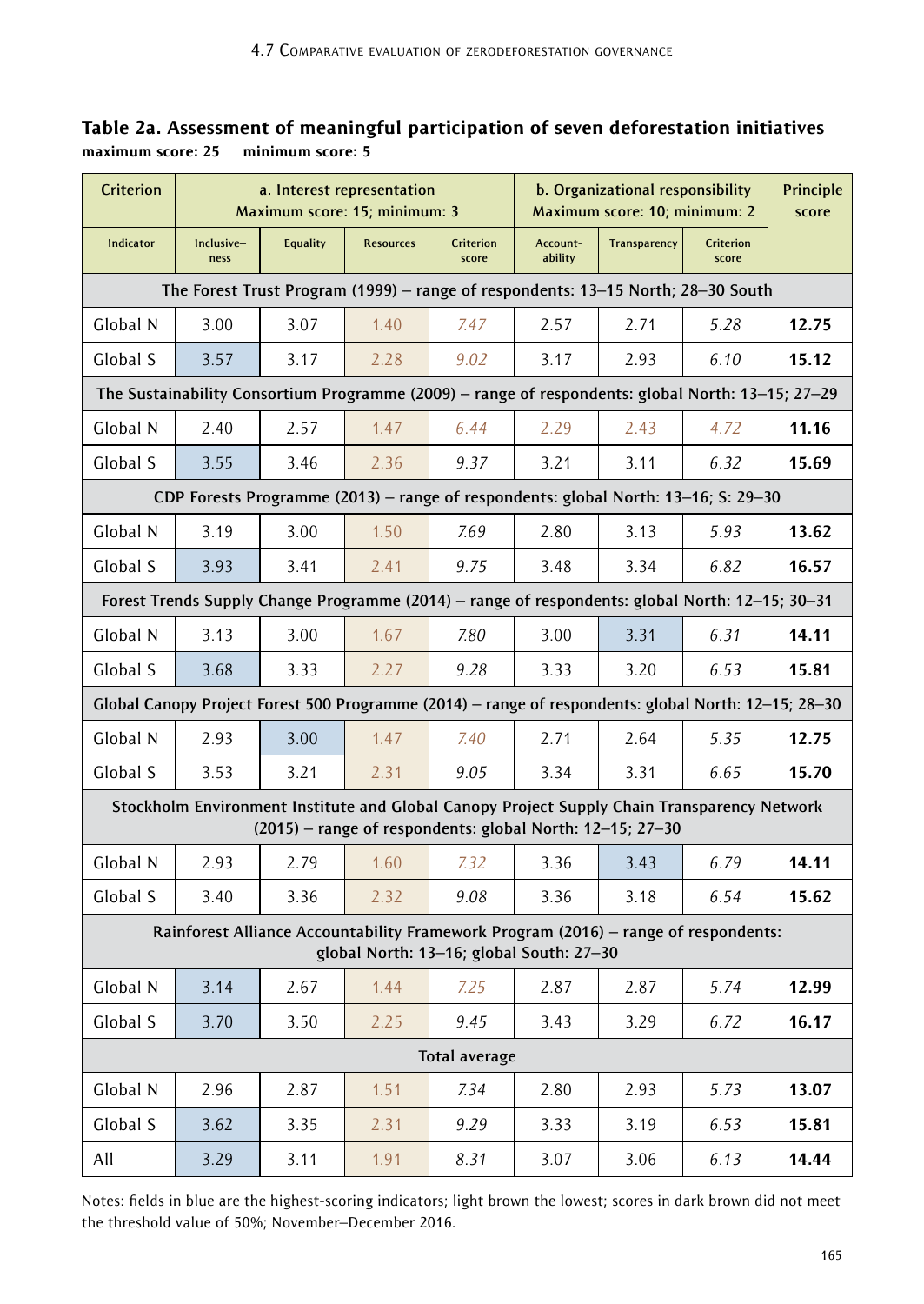## Table 2a. Assessment of meaningful participation of seven deforestation initiatives

**maximum score: 25 minimum score: 5**

| Criterion | a. Interest representation Maximum score: 15; minimum: 3 | | | | b. Organizational responsibility Maximum score: 10; minimum: 2 | | | Principle score |
|---|---|---|---|---|---|---|---|---|
| Indicator | Inclusive–ness | Equality | Resources | Criterion score | Account-ability | Transparency | Criterion score | |
| **The Forest Trust Program (1999) – range of respondents: 13–15 North; 28–30 South** | | | | | | | | |
| Global N | 3.00 | 3.07 | 1.40 | *7.47* | 2.57 | 2.71 | *5.28* | **12.75** |
| Global S | 3.57 | 3.17 | 2.28 | *9.02* | 3.17 | 2.93 | *6.10* | **15.12** |
| **The Sustainability Consortium Programme (2009) – range of respondents: global North: 13–15; 27–29** | | | | | | | | |
| Global N | 2.40 | 2.57 | 1.47 | *6.44* | 2.29 | 2.43 | *4.72* | **11.16** |
| Global S | 3.55 | 3.46 | 2.36 | *9.37* | 3.21 | 3.11 | *6.32* | **15.69** |
| **CDP Forests Programme (2013) – range of respondents: global North: 13–16; S: 29–30** | | | | | | | | |
| Global N | 3.19 | 3.00 | 1.50 | *7.69* | 2.80 | 3.13 | *5.93* | **13.62** |
| Global S | 3.93 | 3.41 | 2.41 | *9.75* | 3.48 | 3.34 | *6.82* | **16.57** |
| **Forest Trends Supply Change Programme (2014) – range of respondents: global North: 12–15; 30–31** | | | | | | | | |
| Global N | 3.13 | 3.00 | 1.67 | *7.80* | 3.00 | 3.31 | *6.31* | **14.11** |
| Global S | 3.68 | 3.33 | 2.27 | *9.28* | 3.33 | 3.20 | *6.53* | **15.81** |
| **Global Canopy Project Forest 500 Programme (2014) – range of respondents: global North: 12–15; 28–30** | | | | | | | | |
| Global N | 2.93 | 3.00 | 1.47 | *7.40* | 2.71 | 2.64 | *5.35* | **12.75** |
| Global S | 3.53 | 3.21 | 2.31 | *9.05* | 3.34 | 3.31 | *6.65* | **15.70** |
| **Stockholm Environment Institute and Global Canopy Project Supply Chain Transparency Network (2015) – range of respondents: global North: 12–15; 27–30** | | | | | | | | |
| Global N | 2.93 | 2.79 | 1.60 | *7.32* | 3.36 | 3.43 | *6.79* | **14.11** |
| Global S | 3.40 | 3.36 | 2.32 | *9.08* | 3.36 | 3.18 | *6.54* | **15.62** |
| **Rainforest Alliance Accountability Framework Program (2016) – range of respondents: global North: 13–16; global South: 27–30** | | | | | | | | |
| Global N | 3.14 | 2.67 | 1.44 | *7.25* | 2.87 | 2.87 | *5.74* | **12.99** |
| Global S | 3.70 | 3.50 | 2.25 | *9.45* | 3.43 | 3.29 | *6.72* | **16.17** |
| **Total average** | | | | | | | | |
| Global N | 2.96 | 2.87 | 1.51 | *7.34* | 2.80 | 2.93 | *5.73* | **13.07** |
| Global S | 3.62 | 3.35 | 2.31 | *9.29* | 3.33 | 3.19 | *6.53* | **15.81** |
| All | 3.29 | 3.11 | 1.91 | *8.31* | 3.07 | 3.06 | *6.13* | **14.44** |

Notes: fields in blue are the highest-scoring indicators; light brown the lowest; scores in dark brown did not meet the threshold value of 50%; November–December 2016.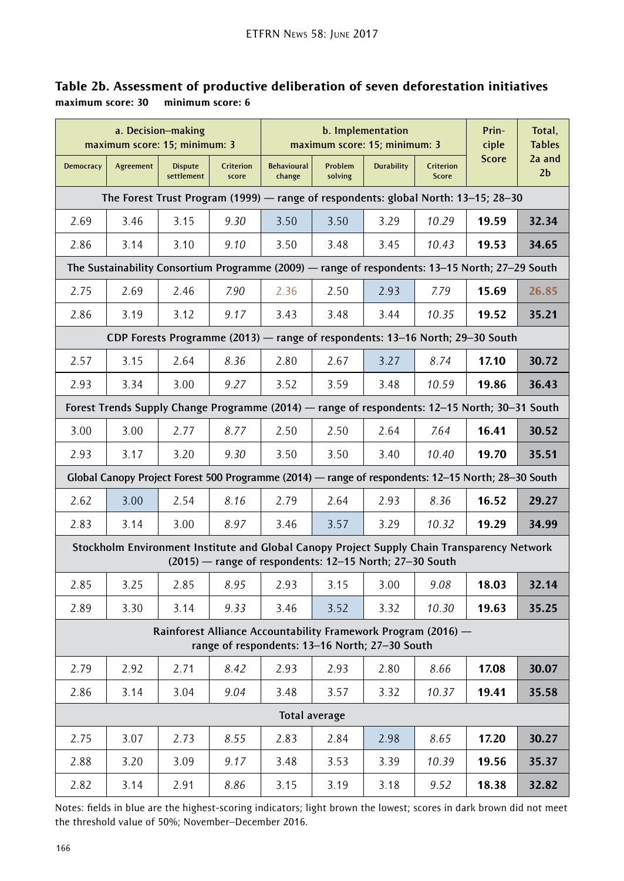**Table 2b. Assessment of productive deliberation of seven deforestation initiatives**
**maximum score: 30 minimum score: 6**

| a. Decision–making maximum score: 15; minimum: 3 | | | | b. Implementation maximum score: 15; minimum: 3 | | | | Principle Score | Total, Tables 2a and 2b |
|---|---|---|---|---|---|---|---|---|---|
| Democracy | Agreement | Dispute settlement | Criterion score | Behavioural change | Problem solving | Durability | Criterion Score | | |
| **The Forest Trust Program (1999) — range of respondents: global North: 13–15; 28–30** | | | | | | | | | |
| 2.69 | 3.46 | 3.15 | *9.30* | 3.50 | 3.50 | 3.29 | *10.29* | **19.59** | **32.34** |
| 2.86 | 3.14 | 3.10 | *9.10* | 3.50 | 3.48 | 3.45 | *10.43* | **19.53** | **34.65** |
| **The Sustainability Consortium Programme (2009) — range of respondents: 13–15 North; 27–29 South** | | | | | | | | | |
| 2.75 | 2.69 | 2.46 | *7.90* | 2.36 | 2.50 | 2.93 | *7.79* | **15.69** | **26.85** |
| 2.86 | 3.19 | 3.12 | *9.17* | 3.43 | 3.48 | 3.44 | *10.35* | **19.52** | **35.21** |
| **CDP Forests Programme (2013) — range of respondents: 13–16 North; 29–30 South** | | | | | | | | | |
| 2.57 | 3.15 | 2.64 | *8.36* | 2.80 | 2.67 | 3.27 | *8.74* | **17.10** | **30.72** |
| 2.93 | 3.34 | 3.00 | *9.27* | 3.52 | 3.59 | 3.48 | *10.59* | **19.86** | **36.43** |
| **Forest Trends Supply Change Programme (2014) — range of respondents: 12–15 North; 30–31 South** | | | | | | | | | |
| 3.00 | 3.00 | 2.77 | *8.77* | 2.50 | 2.50 | 2.64 | *7.64* | **16.41** | **30.52** |
| 2.93 | 3.17 | 3.20 | *9.30* | 3.50 | 3.50 | 3.40 | *10.40* | **19.70** | **35.51** |
| **Global Canopy Project Forest 500 Programme (2014) — range of respondents: 12–15 North; 28–30 South** | | | | | | | | | |
| 2.62 | 3.00 | 2.54 | *8.16* | 2.79 | 2.64 | 2.93 | *8.36* | **16.52** | **29.27** |
| 2.83 | 3.14 | 3.00 | *8.97* | 3.46 | 3.57 | 3.29 | *10.32* | **19.29** | **34.99** |
| **Stockholm Environment Institute and Global Canopy Project Supply Chain Transparency Network (2015) — range of respondents: 12–15 North; 27–30 South** | | | | | | | | | |
| 2.85 | 3.25 | 2.85 | *8.95* | 2.93 | 3.15 | 3.00 | *9.08* | **18.03** | **32.14** |
| 2.89 | 3.30 | 3.14 | *9.33* | 3.46 | 3.52 | 3.32 | *10.30* | **19.63** | **35.25** |
| **Rainforest Alliance Accountability Framework Program (2016) — range of respondents: 13–16 North; 27–30 South** | | | | | | | | | |
| 2.79 | 2.92 | 2.71 | *8.42* | 2.93 | 2.93 | 2.80 | *8.66* | **17.08** | **30.07** |
| 2.86 | 3.14 | 3.04 | *9.04* | 3.48 | 3.57 | 3.32 | *10.37* | **19.41** | **35.58** |
| **Total average** | | | | | | | | | |
| 2.75 | 3.07 | 2.73 | *8.55* | 2.83 | 2.84 | 2.98 | *8.65* | **17.20** | **30.27** |
| 2.88 | 3.20 | 3.09 | *9.17* | 3.48 | 3.53 | 3.39 | *10.39* | **19.56** | **35.37** |
| 2.82 | 3.14 | 2.91 | *8.86* | 3.15 | 3.19 | 3.18 | *9.52* | **18.38** | **32.82** |

Notes: fields in blue are the highest-scoring indicators; light brown the lowest; scores in dark brown did not meet the threshold value of 50%; November–December 2016.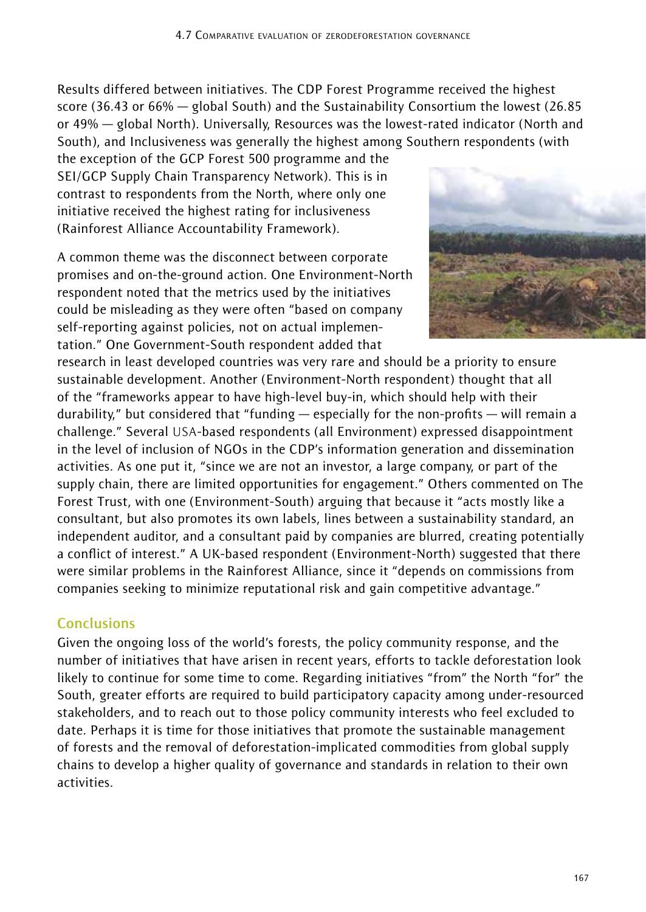Results differed between initiatives. The CDP Forest Programme received the highest score (36.43 or 66% — global South) and the Sustainability Consortium the lowest (26.85 or 49% — global North). Universally, Resources was the lowest-rated indicator (North and South), and Inclusiveness was generally the highest among Southern respondents (with the exception of the GCP Forest 500 programme and the SEI/GCP Supply Chain Transparency Network). This is in contrast to respondents from the North, where only one initiative received the highest rating for inclusiveness (Rainforest Alliance Accountability Framework).

A common theme was the disconnect between corporate promises and on-the-ground action. One Environment-North respondent noted that the metrics used by the initiatives could be misleading as they were often "based on company self-reporting against policies, not on actual implementation." One Government-South respondent added that research in least developed countries was very rare and should be a priority to ensure sustainable development. Another (Environment-North respondent) thought that all of the "frameworks appear to have high-level buy-in, which should help with their durability," but considered that "funding — especially for the non-profits — will remain a challenge." Several USA-based respondents (all Environment) expressed disappointment in the level of inclusion of NGOs in the CDP's information generation and dissemination activities. As one put it, "since we are not an investor, a large company, or part of the supply chain, there are limited opportunities for engagement." Others commented on The Forest Trust, with one (Environment-South) arguing that because it "acts mostly like a consultant, but also promotes its own labels, lines between a sustainability standard, an independent auditor, and a consultant paid by companies are blurred, creating potentially a conflict of interest." A UK-based respondent (Environment-North) suggested that there were similar problems in the Rainforest Alliance, since it "depends on commissions from companies seeking to minimize reputational risk and gain competitive advantage."

## Conclusions

Given the ongoing loss of the world's forests, the policy community response, and the number of initiatives that have arisen in recent years, efforts to tackle deforestation look likely to continue for some time to come. Regarding initiatives "from" the North "for" the South, greater efforts are required to build participatory capacity among under-resourced stakeholders, and to reach out to those policy community interests who feel excluded to date. Perhaps it is time for those initiatives that promote the sustainable management of forests and the removal of deforestation-implicated commodities from global supply chains to develop a higher quality of governance and standards in relation to their own activities.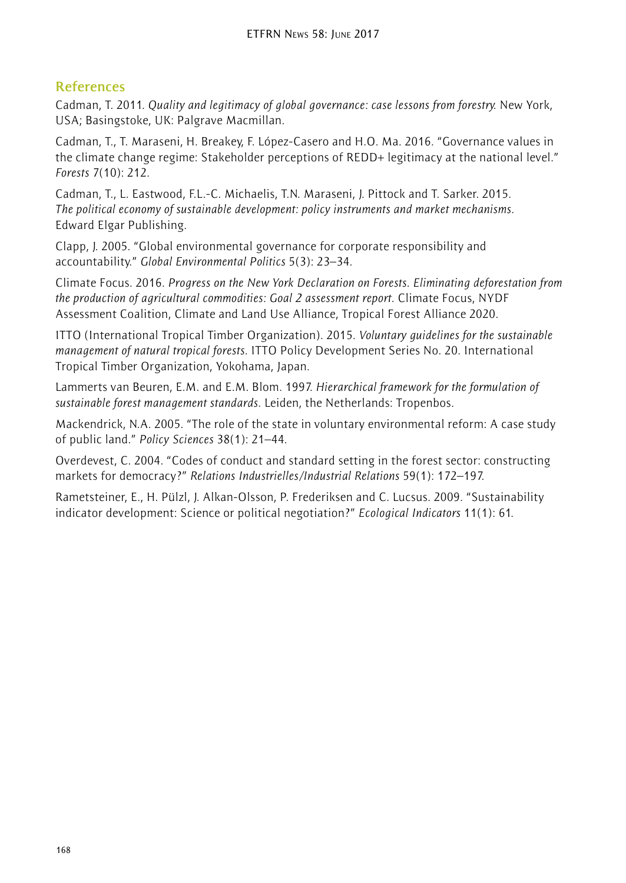## References

Cadman, T. 2011. *Quality and legitimacy of global governance: case lessons from forestry.* New York, USA; Basingstoke, UK: Palgrave Macmillan.

Cadman, T., T. Maraseni, H. Breakey, F. López-Casero and H.O. Ma. 2016. "Governance values in the climate change regime: Stakeholder perceptions of REDD+ legitimacy at the national level." *Forests* 7(10): 212.

Cadman, T., L. Eastwood, F.L.-C. Michaelis, T.N. Maraseni, J. Pittock and T. Sarker. 2015. *The political economy of sustainable development: policy instruments and market mechanisms.* Edward Elgar Publishing.

Clapp, J. 2005. "Global environmental governance for corporate responsibility and accountability." *Global Environmental Politics* 5(3): 23–34.

Climate Focus. 2016. *Progress on the New York Declaration on Forests. Eliminating deforestation from the production of agricultural commodities: Goal 2 assessment report.* Climate Focus, NYDF Assessment Coalition, Climate and Land Use Alliance, Tropical Forest Alliance 2020.

ITTO (International Tropical Timber Organization). 2015. *Voluntary guidelines for the sustainable management of natural tropical forests.* ITTO Policy Development Series No. 20. International Tropical Timber Organization, Yokohama, Japan.

Lammerts van Beuren, E.M. and E.M. Blom. 1997. *Hierarchical framework for the formulation of sustainable forest management standards.* Leiden, the Netherlands: Tropenbos.

Mackendrick, N.A. 2005. "The role of the state in voluntary environmental reform: A case study of public land." *Policy Sciences* 38(1): 21–44.

Overdevest, C. 2004. "Codes of conduct and standard setting in the forest sector: constructing markets for democracy?" *Relations Industrielles/Industrial Relations* 59(1): 172–197.

Rametsteiner, E., H. Pülzl, J. Alkan-Olsson, P. Frederiksen and C. Lucsus. 2009. "Sustainability indicator development: Science or political negotiation?" *Ecological Indicators* 11(1): 61.